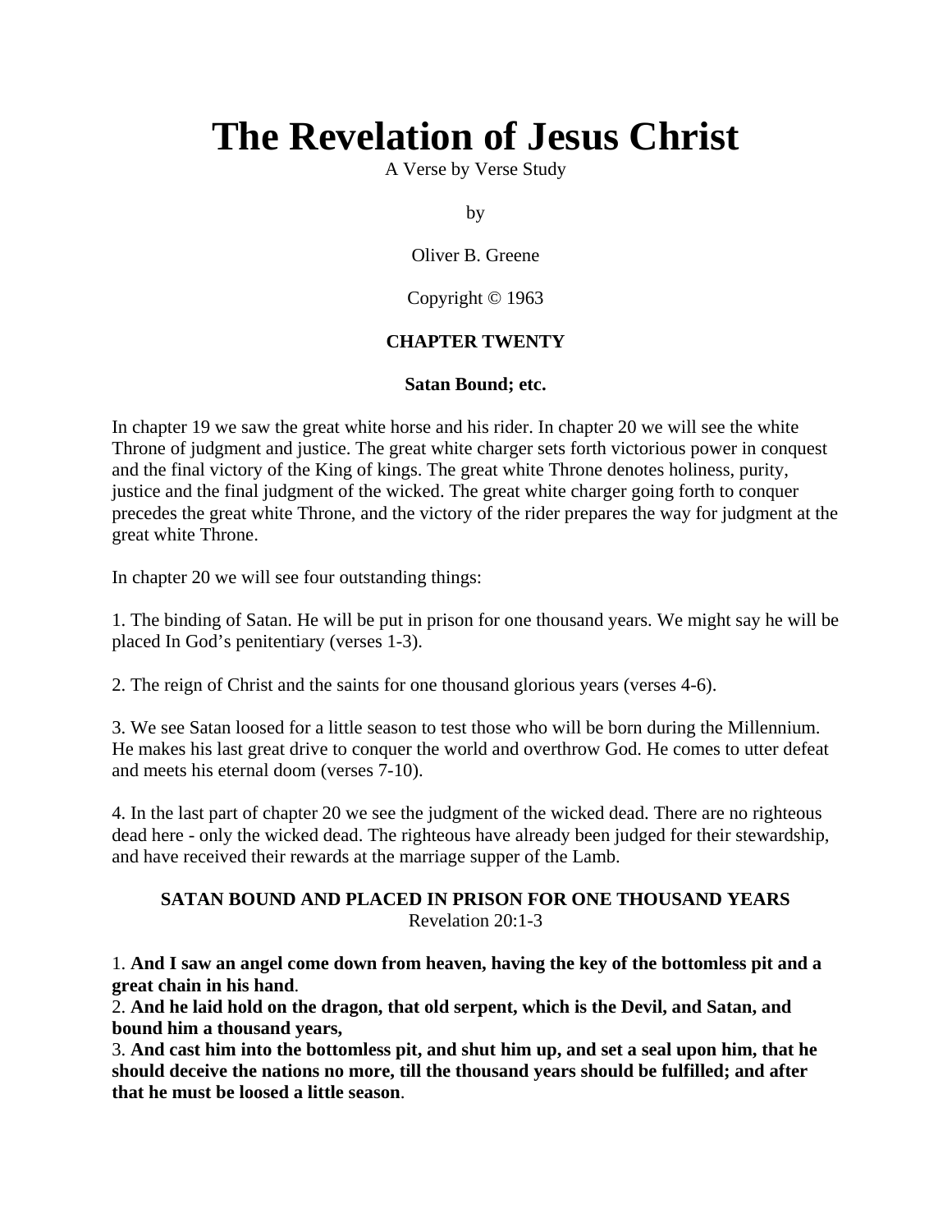# The Revelation of Jesus Christ

A Verse by Verse Study

by

Oliver B. Greene

Copyright © 1963

## CHAPTER TWENTY

### Satan Bound; etc.

In chapter 19 we saw the great white horse and his rider. In chapter 20 we will see the white Throne of judgment and justice. The great white charger sets forth victorious power in conquest and the final victory of the King of kings. The great white Throne denotes holiness, purity, justice and the final judgment of the wicked. The great white charger going forth to conquer precedes the great white Throne, and the victory of the rider prepares the way for judgment at the great white Throne.

In chapter 20 we will see four outstanding things:

1. The binding of Satan. He will be put in prison for one thousand years. We might say he will be placed In God's penitentiary (verses 1-3).

2. The reign of Christ and the saints for one thousand glorious years (verses 4-6).

3. We see Satan loosed for a little season to test those who will be born during the Millennium. He makes his last great drive to conquer the world and overthrow God. He comes to utter defeat and meets his eternal doom (verses 7-10).

4. In the last part of chapter 20 we see the judgment of the wicked dead. There are no righteous dead here - only the wicked dead. The righteous have already been judged for their stewardship, and have received their rewards at the marriage supper of the Lamb.

### SATAN BOUND AND PLACED IN PRISON FOR ONE THOUSAND YEARS

Revelation 20:1-3

1. **And I saw an angel come down from heaven, having the key of the bottomless pit and a great chain in his hand**.
2. **And he laid hold on the dragon, that old serpent, which is the Devil, and Satan, and bound him a thousand years,**
3. **And cast him into the bottomless pit, and shut him up, and set a seal upon him, that he should deceive the nations no more, till the thousand years should be fulfilled; and after that he must be loosed a little season**.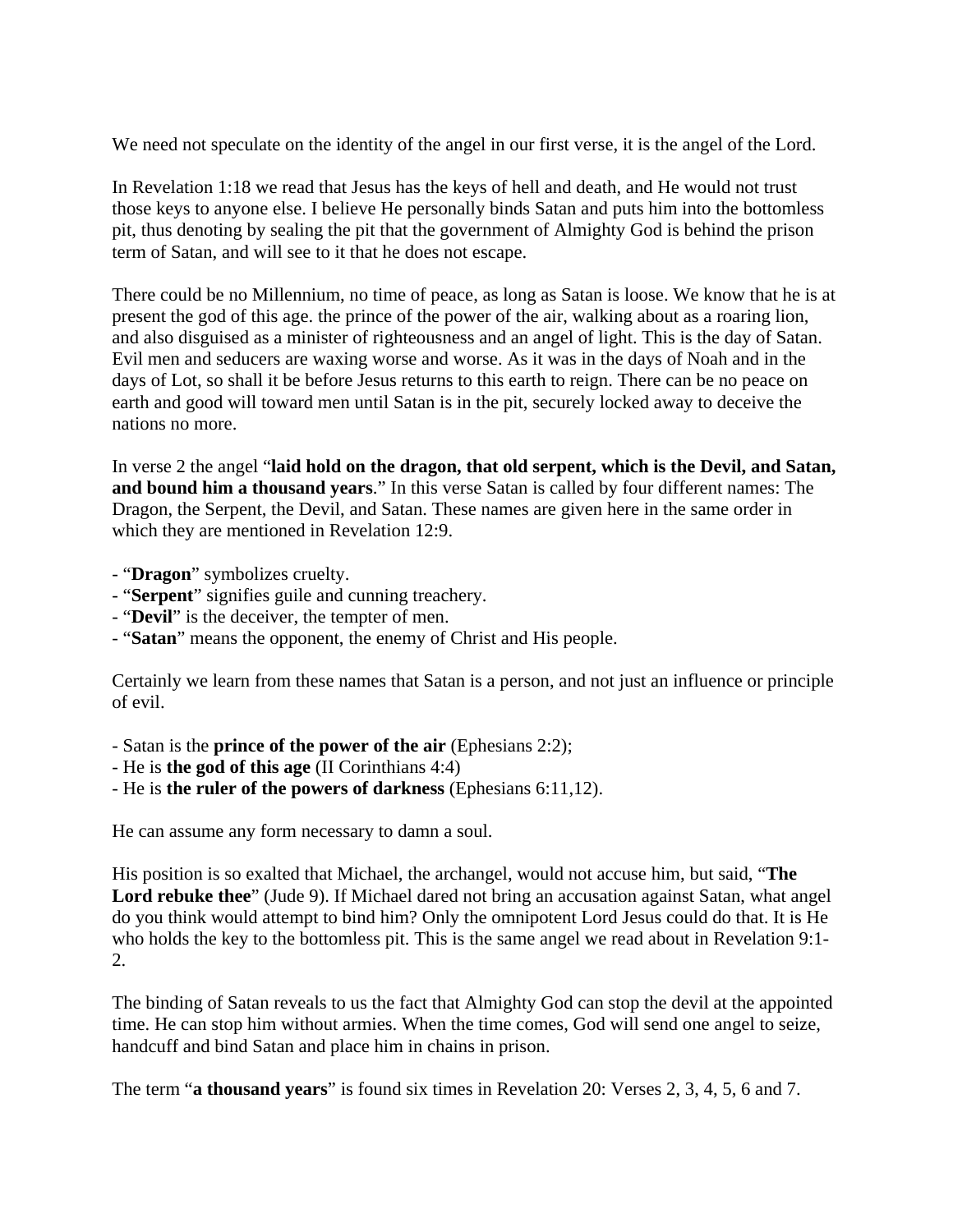We need not speculate on the identity of the angel in our first verse, it is the angel of the Lord.

In Revelation 1:18 we read that Jesus has the keys of hell and death, and He would not trust those keys to anyone else. I believe He personally binds Satan and puts him into the bottomless pit, thus denoting by sealing the pit that the government of Almighty God is behind the prison term of Satan, and will see to it that he does not escape.

There could be no Millennium, no time of peace, as long as Satan is loose. We know that he is at present the god of this age. the prince of the power of the air, walking about as a roaring lion, and also disguised as a minister of righteousness and an angel of light. This is the day of Satan. Evil men and seducers are waxing worse and worse. As it was in the days of Noah and in the days of Lot, so shall it be before Jesus returns to this earth to reign. There can be no peace on earth and good will toward men until Satan is in the pit, securely locked away to deceive the nations no more.

In verse 2 the angel "**laid hold on the dragon, that old serpent, which is the Devil, and Satan, and bound him a thousand years**." In this verse Satan is called by four different names: The Dragon, the Serpent, the Devil, and Satan. These names are given here in the same order in which they are mentioned in Revelation 12:9.

- "**Dragon**" symbolizes cruelty.
- "**Serpent**" signifies guile and cunning treachery.
- "**Devil**" is the deceiver, the tempter of men.
- "**Satan**" means the opponent, the enemy of Christ and His people.

Certainly we learn from these names that Satan is a person, and not just an influence or principle of evil.

- Satan is the **prince of the power of the air** (Ephesians 2:2);
- He is **the god of this age** (II Corinthians 4:4)
- He is **the ruler of the powers of darkness** (Ephesians 6:11,12).

He can assume any form necessary to damn a soul.

His position is so exalted that Michael, the archangel, would not accuse him, but said, "**The Lord rebuke thee**" (Jude 9). If Michael dared not bring an accusation against Satan, what angel do you think would attempt to bind him? Only the omnipotent Lord Jesus could do that. It is He who holds the key to the bottomless pit. This is the same angel we read about in Revelation 9:1-2.

The binding of Satan reveals to us the fact that Almighty God can stop the devil at the appointed time. He can stop him without armies. When the time comes, God will send one angel to seize, handcuff and bind Satan and place him in chains in prison.

The term "**a thousand years**" is found six times in Revelation 20: Verses 2, 3, 4, 5, 6 and 7.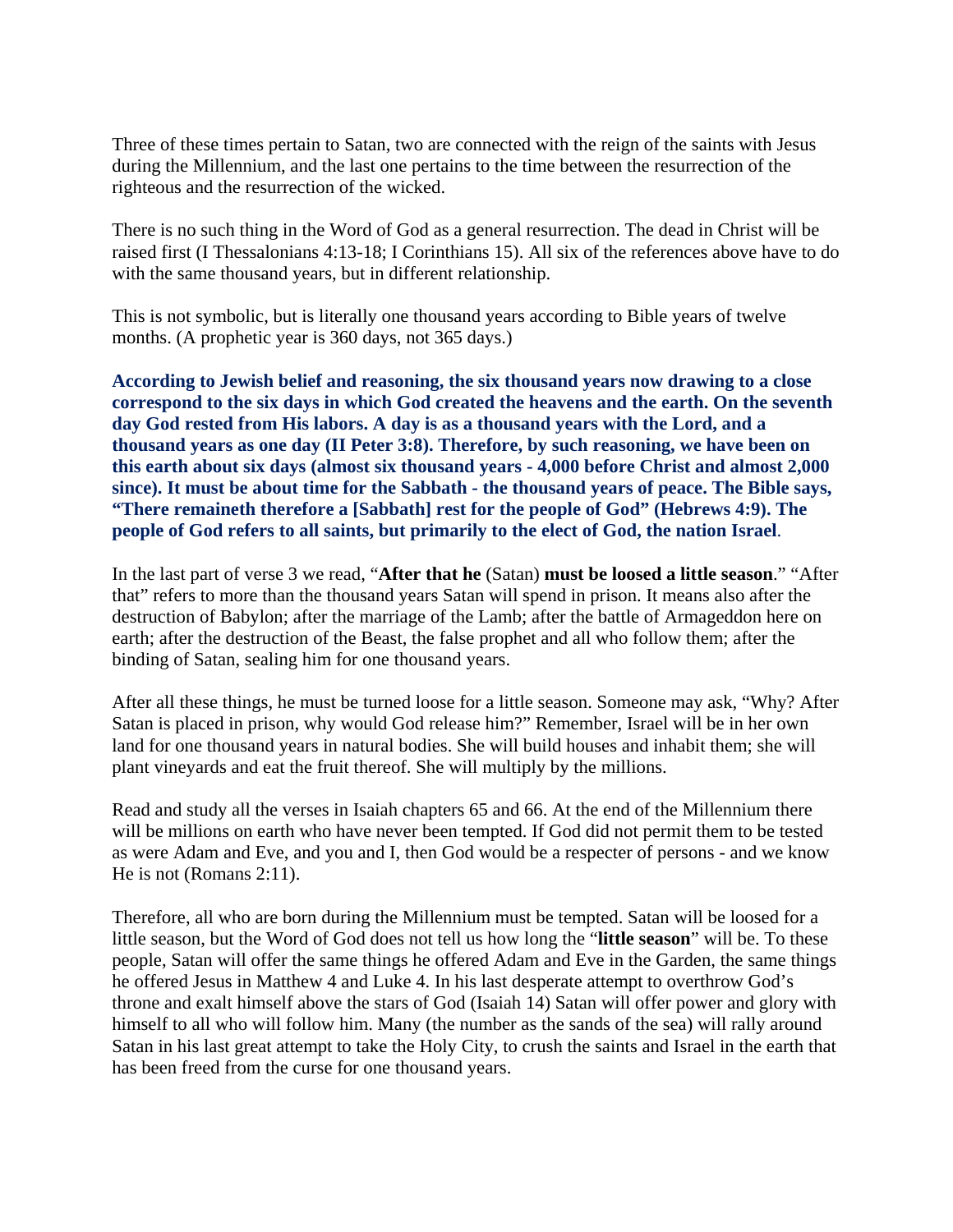Three of these times pertain to Satan, two are connected with the reign of the saints with Jesus during the Millennium, and the last one pertains to the time between the resurrection of the righteous and the resurrection of the wicked.

There is no such thing in the Word of God as a general resurrection. The dead in Christ will be raised first (I Thessalonians 4:13-18; I Corinthians 15). All six of the references above have to do with the same thousand years, but in different relationship.

This is not symbolic, but is literally one thousand years according to Bible years of twelve months. (A prophetic year is 360 days, not 365 days.)

**According to Jewish belief and reasoning, the six thousand years now drawing to a close correspond to the six days in which God created the heavens and the earth. On the seventh day God rested from His labors. A day is as a thousand years with the Lord, and a thousand years as one day (II Peter 3:8). Therefore, by such reasoning, we have been on this earth about six days (almost six thousand years - 4,000 before Christ and almost 2,000 since). It must be about time for the Sabbath - the thousand years of peace. The Bible says, "There remaineth therefore a [Sabbath] rest for the people of God" (Hebrews 4:9). The people of God refers to all saints, but primarily to the elect of God, the nation Israel**.

In the last part of verse 3 we read, "**After that he** (Satan) **must be loosed a little season**." "After that" refers to more than the thousand years Satan will spend in prison. It means also after the destruction of Babylon; after the marriage of the Lamb; after the battle of Armageddon here on earth; after the destruction of the Beast, the false prophet and all who follow them; after the binding of Satan, sealing him for one thousand years.

After all these things, he must be turned loose for a little season. Someone may ask, "Why? After Satan is placed in prison, why would God release him?" Remember, Israel will be in her own land for one thousand years in natural bodies. She will build houses and inhabit them; she will plant vineyards and eat the fruit thereof. She will multiply by the millions.

Read and study all the verses in Isaiah chapters 65 and 66. At the end of the Millennium there will be millions on earth who have never been tempted. If God did not permit them to be tested as were Adam and Eve, and you and I, then God would be a respecter of persons - and we know He is not (Romans 2:11).

Therefore, all who are born during the Millennium must be tempted. Satan will be loosed for a little season, but the Word of God does not tell us how long the "**little season**" will be. To these people, Satan will offer the same things he offered Adam and Eve in the Garden, the same things he offered Jesus in Matthew 4 and Luke 4. In his last desperate attempt to overthrow God's throne and exalt himself above the stars of God (Isaiah 14) Satan will offer power and glory with himself to all who will follow him. Many (the number as the sands of the sea) will rally around Satan in his last great attempt to take the Holy City, to crush the saints and Israel in the earth that has been freed from the curse for one thousand years.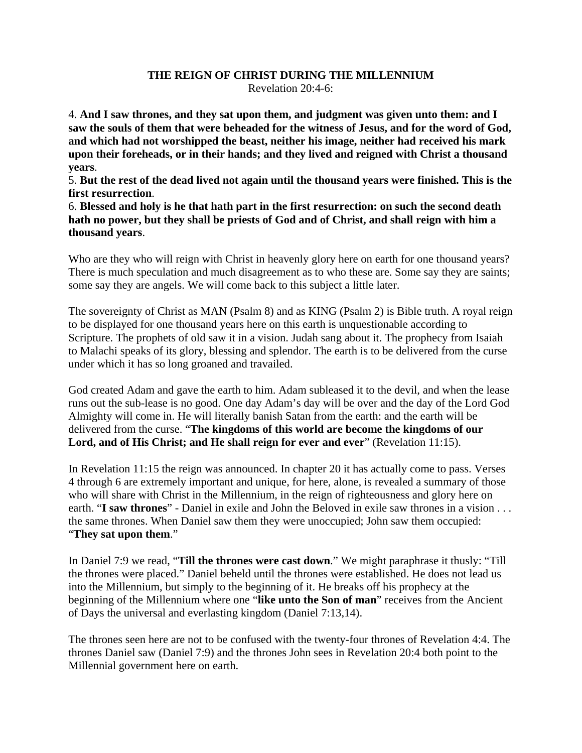**THE REIGN OF CHRIST DURING THE MILLENNIUM**

Revelation 20:4-6:

4. **And I saw thrones, and they sat upon them, and judgment was given unto them: and I saw the souls of them that were beheaded for the witness of Jesus, and for the word of God, and which had not worshipped the beast, neither his image, neither had received his mark upon their foreheads, or in their hands; and they lived and reigned with Christ a thousand years**.

5. **But the rest of the dead lived not again until the thousand years were finished. This is the first resurrection**.

6. **Blessed and holy is he that hath part in the first resurrection: on such the second death hath no power, but they shall be priests of God and of Christ, and shall reign with him a thousand years**.

Who are they who will reign with Christ in heavenly glory here on earth for one thousand years? There is much speculation and much disagreement as to who these are. Some say they are saints; some say they are angels. We will come back to this subject a little later.

The sovereignty of Christ as MAN (Psalm 8) and as KING (Psalm 2) is Bible truth. A royal reign to be displayed for one thousand years here on this earth is unquestionable according to Scripture. The prophets of old saw it in a vision. Judah sang about it. The prophecy from Isaiah to Malachi speaks of its glory, blessing and splendor. The earth is to be delivered from the curse under which it has so long groaned and travailed.

God created Adam and gave the earth to him. Adam subleased it to the devil, and when the lease runs out the sub-lease is no good. One day Adam's day will be over and the day of the Lord God Almighty will come in. He will literally banish Satan from the earth: and the earth will be delivered from the curse. "**The kingdoms of this world are become the kingdoms of our Lord, and of His Christ; and He shall reign for ever and ever**" (Revelation 11:15).

In Revelation 11:15 the reign was announced. In chapter 20 it has actually come to pass. Verses 4 through 6 are extremely important and unique, for here, alone, is revealed a summary of those who will share with Christ in the Millennium, in the reign of righteousness and glory here on earth. "**I saw thrones**" - Daniel in exile and John the Beloved in exile saw thrones in a vision . . . the same thrones. When Daniel saw them they were unoccupied; John saw them occupied: "**They sat upon them**."

In Daniel 7:9 we read, "**Till the thrones were cast down**." We might paraphrase it thusly: "Till the thrones were placed." Daniel beheld until the thrones were established. He does not lead us into the Millennium, but simply to the beginning of it. He breaks off his prophecy at the beginning of the Millennium where one "**like unto the Son of man**" receives from the Ancient of Days the universal and everlasting kingdom (Daniel 7:13,14).

The thrones seen here are not to be confused with the twenty-four thrones of Revelation 4:4. The thrones Daniel saw (Daniel 7:9) and the thrones John sees in Revelation 20:4 both point to the Millennial government here on earth.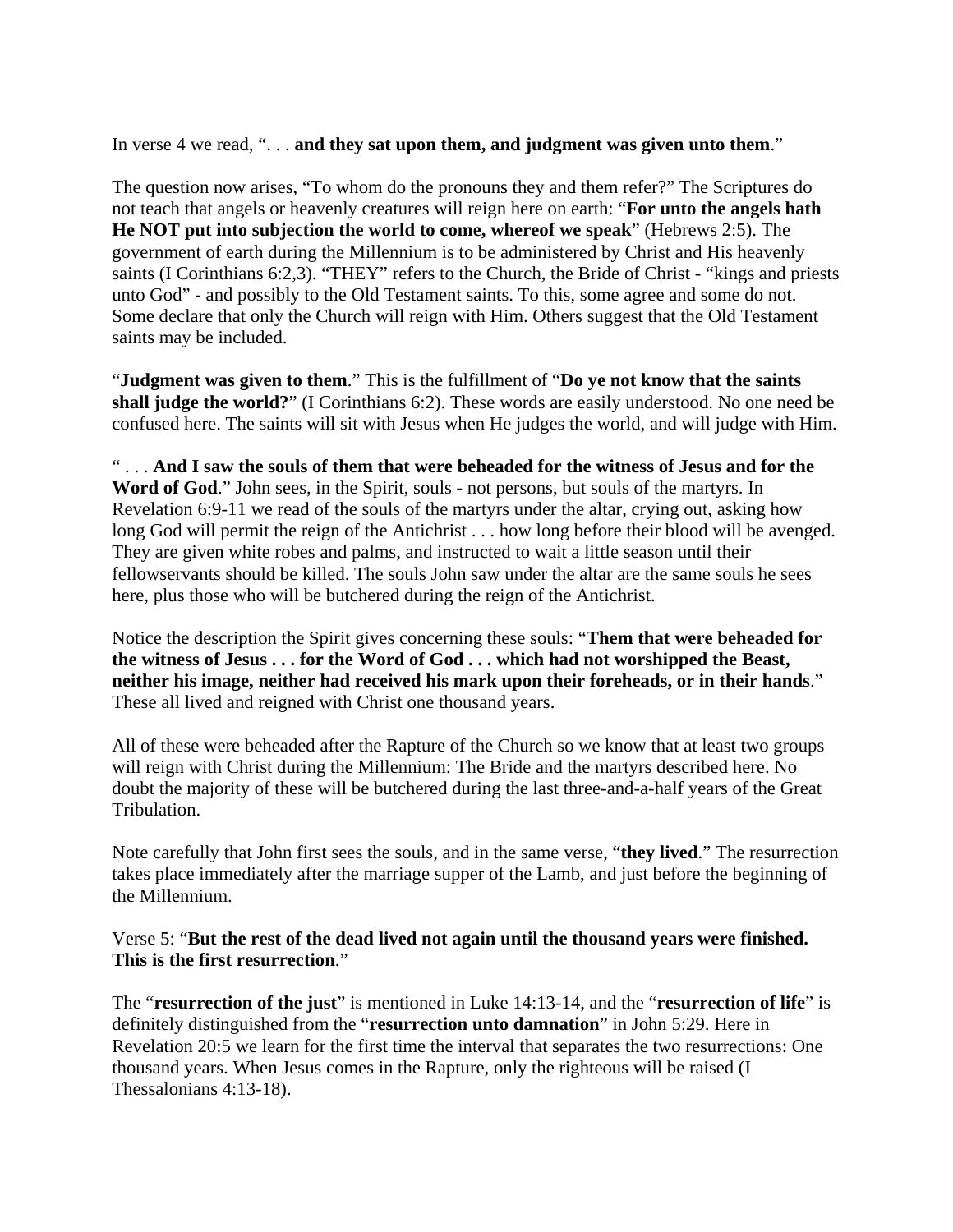In verse 4 we read, "... **and they sat upon them, and judgment was given unto them**."

The question now arises, "To whom do the pronouns they and them refer?" The Scriptures do not teach that angels or heavenly creatures will reign here on earth: "**For unto the angels hath He NOT put into subjection the world to come, whereof we speak**" (Hebrews 2:5). The government of earth during the Millennium is to be administered by Christ and His heavenly saints (I Corinthians 6:2,3). "THEY" refers to the Church, the Bride of Christ - "kings and priests unto God" - and possibly to the Old Testament saints. To this, some agree and some do not. Some declare that only the Church will reign with Him. Others suggest that the Old Testament saints may be included.

"**Judgment was given to them**." This is the fulfillment of "**Do ye not know that the saints shall judge the world?**" (I Corinthians 6:2). These words are easily understood. No one need be confused here. The saints will sit with Jesus when He judges the world, and will judge with Him.

" . . . **And I saw the souls of them that were beheaded for the witness of Jesus and for the Word of God**." John sees, in the Spirit, souls - not persons, but souls of the martyrs. In Revelation 6:9-11 we read of the souls of the martyrs under the altar, crying out, asking how long God will permit the reign of the Antichrist . . . how long before their blood will be avenged. They are given white robes and palms, and instructed to wait a little season until their fellowservants should be killed. The souls John saw under the altar are the same souls he sees here, plus those who will be butchered during the reign of the Antichrist.

Notice the description the Spirit gives concerning these souls: "**Them that were beheaded for the witness of Jesus . . . for the Word of God . . . which had not worshipped the Beast, neither his image, neither had received his mark upon their foreheads, or in their hands**." These all lived and reigned with Christ one thousand years.

All of these were beheaded after the Rapture of the Church so we know that at least two groups will reign with Christ during the Millennium: The Bride and the martyrs described here. No doubt the majority of these will be butchered during the last three-and-a-half years of the Great Tribulation.

Note carefully that John first sees the souls, and in the same verse, "**they lived**." The resurrection takes place immediately after the marriage supper of the Lamb, and just before the beginning of the Millennium.

Verse 5: "**But the rest of the dead lived not again until the thousand years were finished. This is the first resurrection**."

The "**resurrection of the just**" is mentioned in Luke 14:13-14, and the "**resurrection of life**" is definitely distinguished from the "**resurrection unto damnation**" in John 5:29. Here in Revelation 20:5 we learn for the first time the interval that separates the two resurrections: One thousand years. When Jesus comes in the Rapture, only the righteous will be raised (I Thessalonians 4:13-18).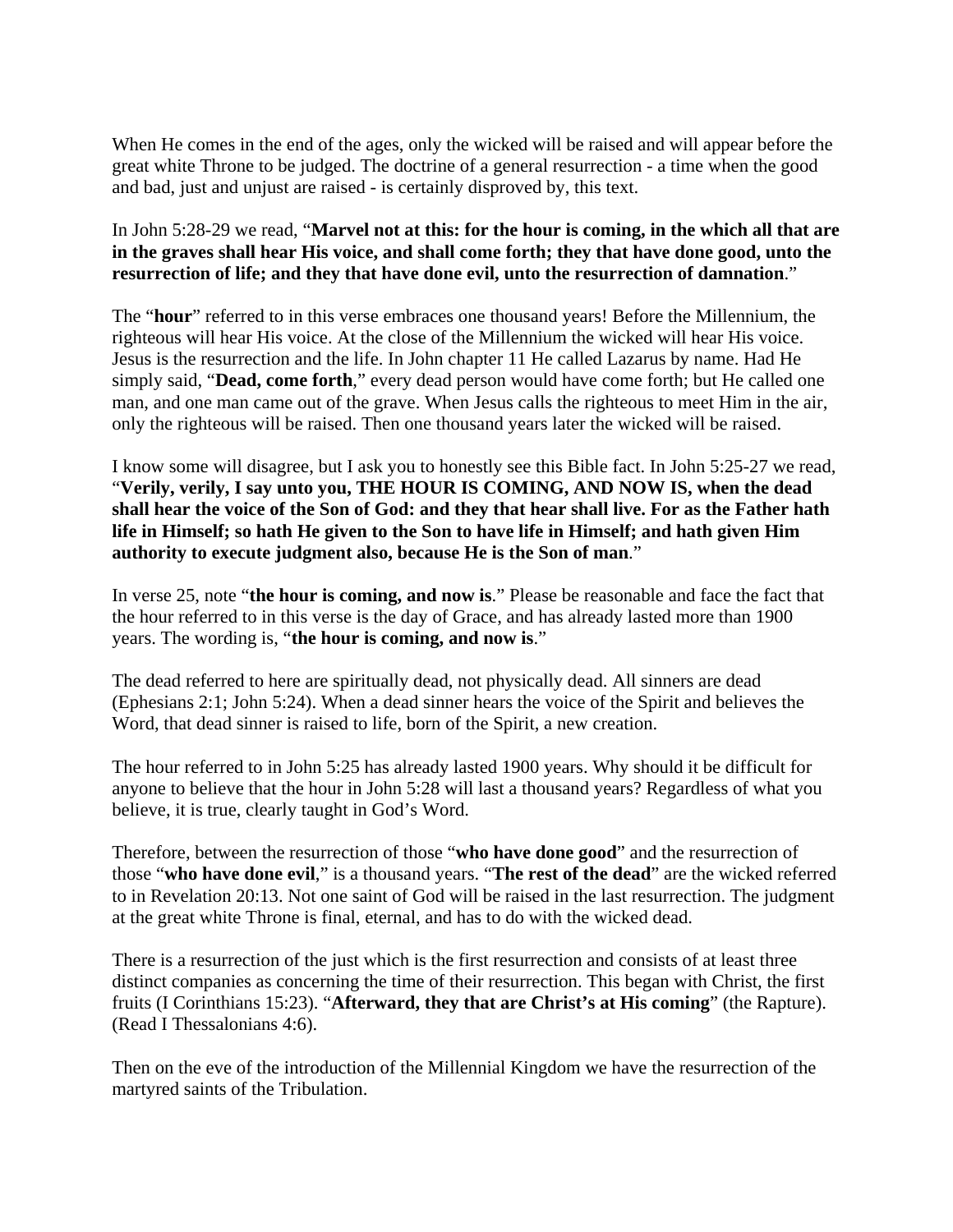When He comes in the end of the ages, only the wicked will be raised and will appear before the great white Throne to be judged. The doctrine of a general resurrection - a time when the good and bad, just and unjust are raised - is certainly disproved by, this text.

In John 5:28-29 we read, "**Marvel not at this: for the hour is coming, in the which all that are in the graves shall hear His voice, and shall come forth; they that have done good, unto the resurrection of life; and they that have done evil, unto the resurrection of damnation**."

The "**hour**" referred to in this verse embraces one thousand years! Before the Millennium, the righteous will hear His voice. At the close of the Millennium the wicked will hear His voice. Jesus is the resurrection and the life. In John chapter 11 He called Lazarus by name. Had He simply said, "**Dead, come forth**," every dead person would have come forth; but He called one man, and one man came out of the grave. When Jesus calls the righteous to meet Him in the air, only the righteous will be raised. Then one thousand years later the wicked will be raised.

I know some will disagree, but I ask you to honestly see this Bible fact. In John 5:25-27 we read, "**Verily, verily, I say unto you, THE HOUR IS COMING, AND NOW IS, when the dead shall hear the voice of the Son of God: and they that hear shall live. For as the Father hath life in Himself; so hath He given to the Son to have life in Himself; and hath given Him authority to execute judgment also, because He is the Son of man**."

In verse 25, note "**the hour is coming, and now is**." Please be reasonable and face the fact that the hour referred to in this verse is the day of Grace, and has already lasted more than 1900 years. The wording is, "**the hour is coming, and now is**."

The dead referred to here are spiritually dead, not physically dead. All sinners are dead (Ephesians 2:1; John 5:24). When a dead sinner hears the voice of the Spirit and believes the Word, that dead sinner is raised to life, born of the Spirit, a new creation.

The hour referred to in John 5:25 has already lasted 1900 years. Why should it be difficult for anyone to believe that the hour in John 5:28 will last a thousand years? Regardless of what you believe, it is true, clearly taught in God's Word.

Therefore, between the resurrection of those "**who have done good**" and the resurrection of those "**who have done evil**," is a thousand years. "**The rest of the dead**" are the wicked referred to in Revelation 20:13. Not one saint of God will be raised in the last resurrection. The judgment at the great white Throne is final, eternal, and has to do with the wicked dead.

There is a resurrection of the just which is the first resurrection and consists of at least three distinct companies as concerning the time of their resurrection. This began with Christ, the first fruits (I Corinthians 15:23). "**Afterward, they that are Christ's at His coming**" (the Rapture). (Read I Thessalonians 4:6).

Then on the eve of the introduction of the Millennial Kingdom we have the resurrection of the martyred saints of the Tribulation.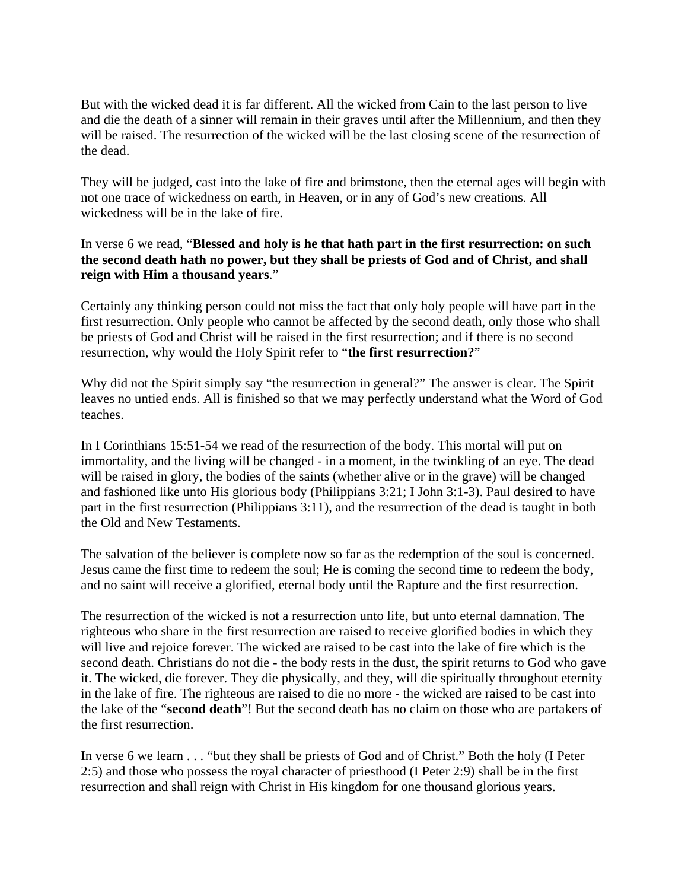But with the wicked dead it is far different. All the wicked from Cain to the last person to live and die the death of a sinner will remain in their graves until after the Millennium, and then they will be raised. The resurrection of the wicked will be the last closing scene of the resurrection of the dead.

They will be judged, cast into the lake of fire and brimstone, then the eternal ages will begin with not one trace of wickedness on earth, in Heaven, or in any of God's new creations. All wickedness will be in the lake of fire.

In verse 6 we read, "**Blessed and holy is he that hath part in the first resurrection: on such the second death hath no power, but they shall be priests of God and of Christ, and shall reign with Him a thousand years**."

Certainly any thinking person could not miss the fact that only holy people will have part in the first resurrection. Only people who cannot be affected by the second death, only those who shall be priests of God and Christ will be raised in the first resurrection; and if there is no second resurrection, why would the Holy Spirit refer to "**the first resurrection?**"

Why did not the Spirit simply say "the resurrection in general?" The answer is clear. The Spirit leaves no untied ends. All is finished so that we may perfectly understand what the Word of God teaches.

In I Corinthians 15:51-54 we read of the resurrection of the body. This mortal will put on immortality, and the living will be changed - in a moment, in the twinkling of an eye. The dead will be raised in glory, the bodies of the saints (whether alive or in the grave) will be changed and fashioned like unto His glorious body (Philippians 3:21; I John 3:1-3). Paul desired to have part in the first resurrection (Philippians 3:11), and the resurrection of the dead is taught in both the Old and New Testaments.

The salvation of the believer is complete now so far as the redemption of the soul is concerned. Jesus came the first time to redeem the soul; He is coming the second time to redeem the body, and no saint will receive a glorified, eternal body until the Rapture and the first resurrection.

The resurrection of the wicked is not a resurrection unto life, but unto eternal damnation. The righteous who share in the first resurrection are raised to receive glorified bodies in which they will live and rejoice forever. The wicked are raised to be cast into the lake of fire which is the second death. Christians do not die - the body rests in the dust, the spirit returns to God who gave it. The wicked, die forever. They die physically, and they, will die spiritually throughout eternity in the lake of fire. The righteous are raised to die no more - the wicked are raised to be cast into the lake of the "**second death**"! But the second death has no claim on those who are partakers of the first resurrection.

In verse 6 we learn . . . "but they shall be priests of God and of Christ." Both the holy (I Peter 2:5) and those who possess the royal character of priesthood (I Peter 2:9) shall be in the first resurrection and shall reign with Christ in His kingdom for one thousand glorious years.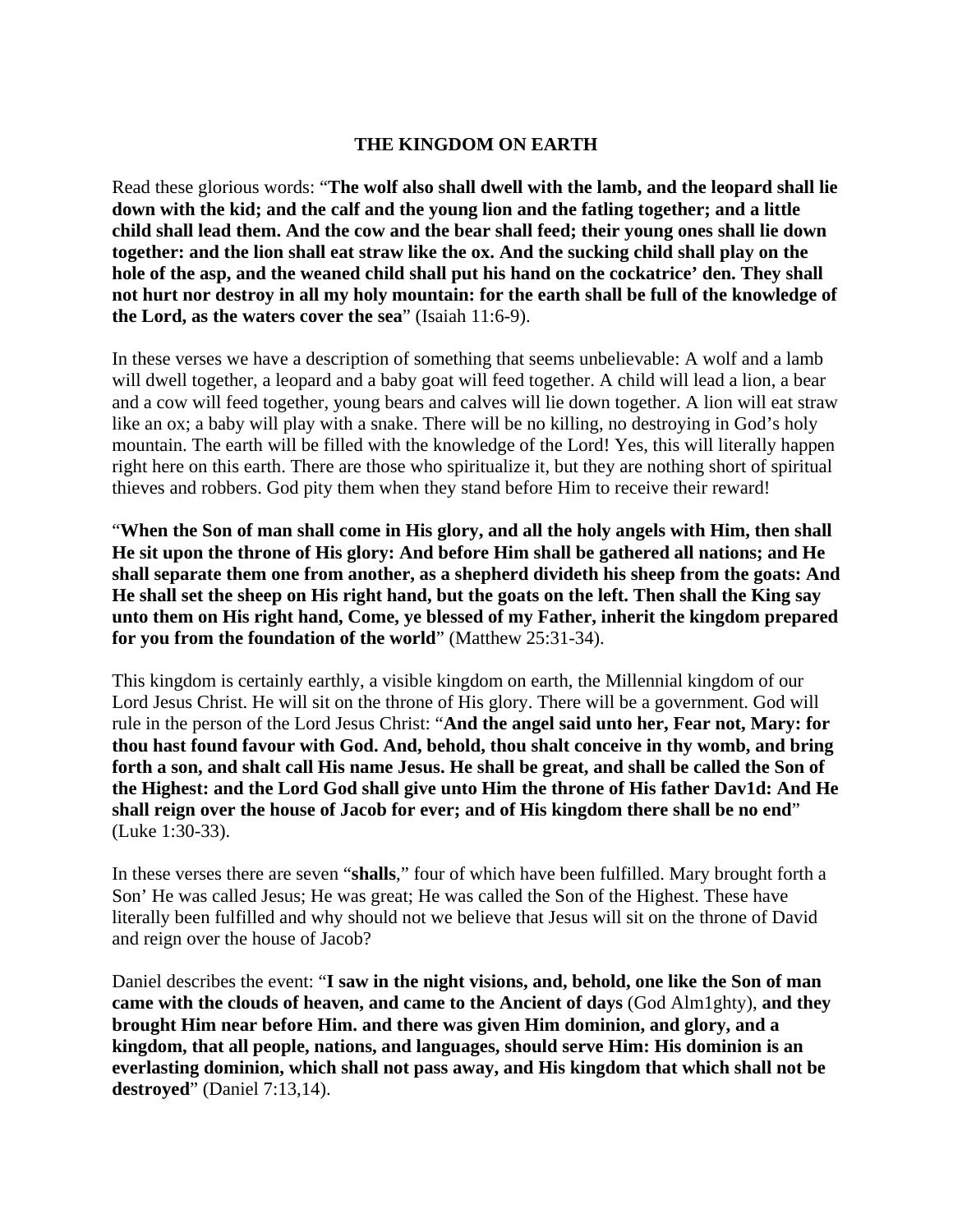# THE KINGDOM ON EARTH

Read these glorious words: "**The wolf also shall dwell with the lamb, and the leopard shall lie down with the kid; and the calf and the young lion and the fatling together; and a little child shall lead them. And the cow and the bear shall feed; their young ones shall lie down together: and the lion shall eat straw like the ox. And the sucking child shall play on the hole of the asp, and the weaned child shall put his hand on the cockatrice' den. They shall not hurt nor destroy in all my holy mountain: for the earth shall be full of the knowledge of the Lord, as the waters cover the sea**" (Isaiah 11:6-9).

In these verses we have a description of something that seems unbelievable: A wolf and a lamb will dwell together, a leopard and a baby goat will feed together. A child will lead a lion, a bear and a cow will feed together, young bears and calves will lie down together. A lion will eat straw like an ox; a baby will play with a snake. There will be no killing, no destroying in God's holy mountain. The earth will be filled with the knowledge of the Lord! Yes, this will literally happen right here on this earth. There are those who spiritualize it, but they are nothing short of spiritual thieves and robbers. God pity them when they stand before Him to receive their reward!

"**When the Son of man shall come in His glory, and all the holy angels with Him, then shall He sit upon the throne of His glory: And before Him shall be gathered all nations; and He shall separate them one from another, as a shepherd divideth his sheep from the goats: And He shall set the sheep on His right hand, but the goats on the left. Then shall the King say unto them on His right hand, Come, ye blessed of my Father, inherit the kingdom prepared for you from the foundation of the world**" (Matthew 25:31-34).

This kingdom is certainly earthly, a visible kingdom on earth, the Millennial kingdom of our Lord Jesus Christ. He will sit on the throne of His glory. There will be a government. God will rule in the person of the Lord Jesus Christ: "**And the angel said unto her, Fear not, Mary: for thou hast found favour with God. And, behold, thou shalt conceive in thy womb, and bring forth a son, and shalt call His name Jesus. He shall be great, and shall be called the Son of the Highest: and the Lord God shall give unto Him the throne of His father Dav1d: And He shall reign over the house of Jacob for ever; and of His kingdom there shall be no end**" (Luke 1:30-33).

In these verses there are seven "**shalls**," four of which have been fulfilled. Mary brought forth a Son' He was called Jesus; He was great; He was called the Son of the Highest. These have literally been fulfilled and why should not we believe that Jesus will sit on the throne of David and reign over the house of Jacob?

Daniel describes the event: "**I saw in the night visions, and, behold, one like the Son of man came with the clouds of heaven, and came to the Ancient of days** (God Alm1ghty), **and they brought Him near before Him. and there was given Him dominion, and glory, and a kingdom, that all people, nations, and languages, should serve Him: His dominion is an everlasting dominion, which shall not pass away, and His kingdom that which shall not be destroyed**" (Daniel 7:13,14).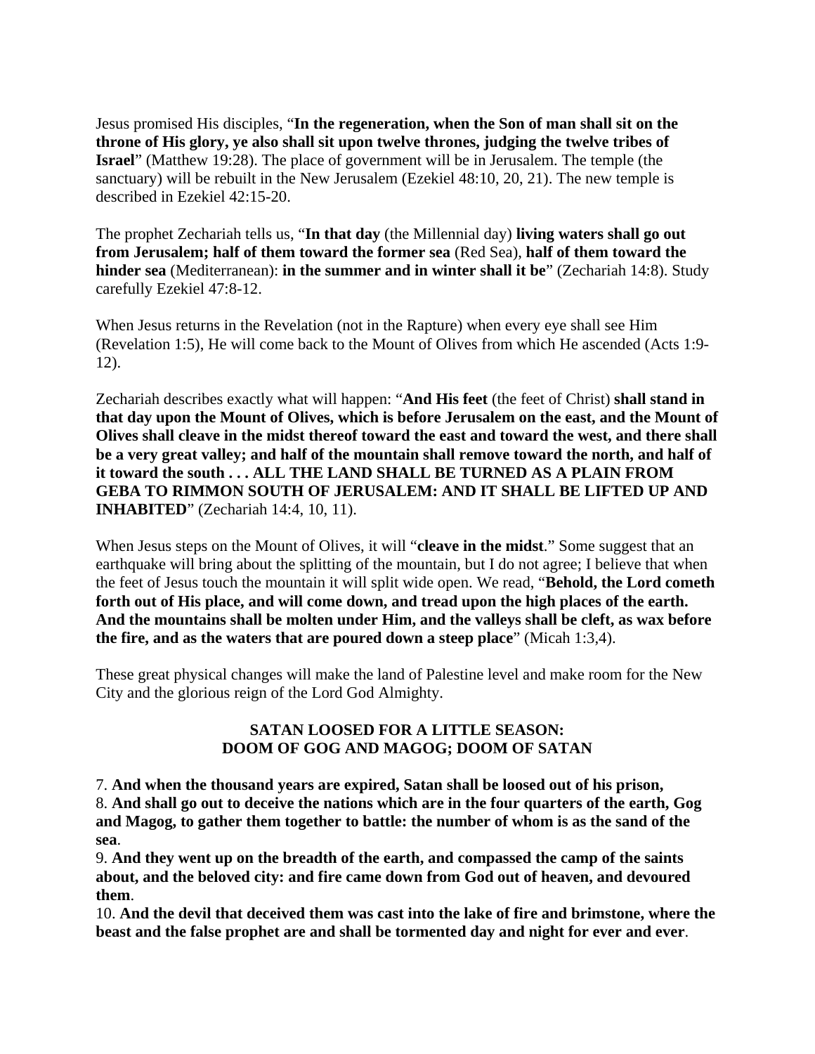Jesus promised His disciples, "**In the regeneration, when the Son of man shall sit on the throne of His glory, ye also shall sit upon twelve thrones, judging the twelve tribes of Israel**" (Matthew 19:28). The place of government will be in Jerusalem. The temple (the sanctuary) will be rebuilt in the New Jerusalem (Ezekiel 48:10, 20, 21). The new temple is described in Ezekiel 42:15-20.

The prophet Zechariah tells us, "**In that day** (the Millennial day) **living waters shall go out from Jerusalem; half of them toward the former sea** (Red Sea), **half of them toward the hinder sea** (Mediterranean): **in the summer and in winter shall it be**" (Zechariah 14:8). Study carefully Ezekiel 47:8-12.

When Jesus returns in the Revelation (not in the Rapture) when every eye shall see Him (Revelation 1:5), He will come back to the Mount of Olives from which He ascended (Acts 1:9-12).

Zechariah describes exactly what will happen: "**And His feet** (the feet of Christ) **shall stand in that day upon the Mount of Olives, which is before Jerusalem on the east, and the Mount of Olives shall cleave in the midst thereof toward the east and toward the west, and there shall be a very great valley; and half of the mountain shall remove toward the north, and half of it toward the south . . . ALL THE LAND SHALL BE TURNED AS A PLAIN FROM GEBA TO RIMMON SOUTH OF JERUSALEM: AND IT SHALL BE LIFTED UP AND INHABITED**" (Zechariah 14:4, 10, 11).

When Jesus steps on the Mount of Olives, it will "**cleave in the midst**." Some suggest that an earthquake will bring about the splitting of the mountain, but I do not agree; I believe that when the feet of Jesus touch the mountain it will split wide open. We read, "**Behold, the Lord cometh forth out of His place, and will come down, and tread upon the high places of the earth. And the mountains shall be molten under Him, and the valleys shall be cleft, as wax before the fire, and as the waters that are poured down a steep place**" (Micah 1:3,4).

These great physical changes will make the land of Palestine level and make room for the New City and the glorious reign of the Lord God Almighty.

### SATAN LOOSED FOR A LITTLE SEASON: DOOM OF GOG AND MAGOG; DOOM OF SATAN

7. **And when the thousand years are expired, Satan shall be loosed out of his prison,**
8. **And shall go out to deceive the nations which are in the four quarters of the earth, Gog and Magog, to gather them together to battle: the number of whom is as the sand of the sea**.
9. **And they went up on the breadth of the earth, and compassed the camp of the saints about, and the beloved city: and fire came down from God out of heaven, and devoured them**.
10. **And the devil that deceived them was cast into the lake of fire and brimstone, where the beast and the false prophet are and shall be tormented day and night for ever and ever**.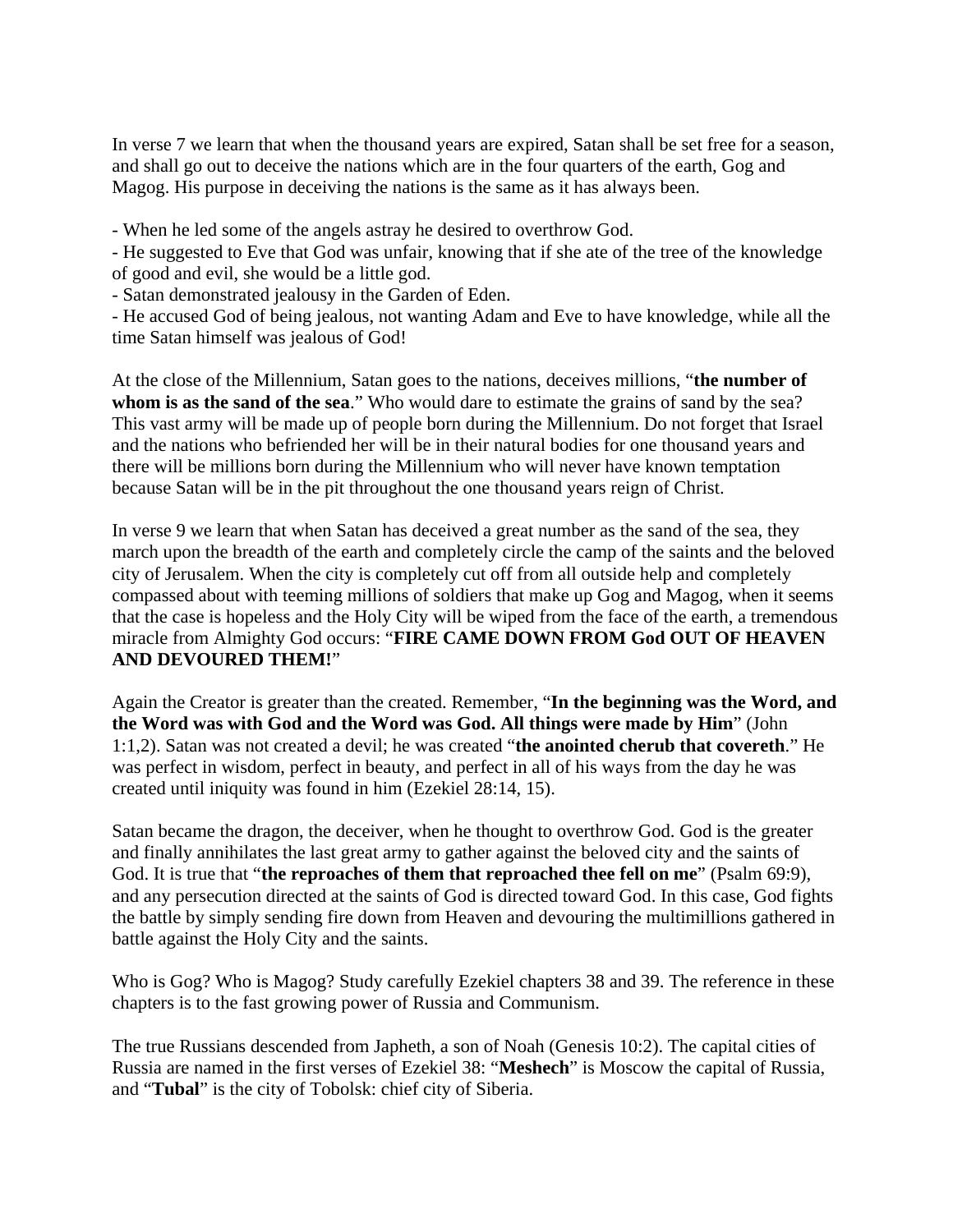In verse 7 we learn that when the thousand years are expired, Satan shall be set free for a season, and shall go out to deceive the nations which are in the four quarters of the earth, Gog and Magog. His purpose in deceiving the nations is the same as it has always been.

- When he led some of the angels astray he desired to overthrow God.
- He suggested to Eve that God was unfair, knowing that if she ate of the tree of the knowledge of good and evil, she would be a little god.
- Satan demonstrated jealousy in the Garden of Eden.
- He accused God of being jealous, not wanting Adam and Eve to have knowledge, while all the time Satan himself was jealous of God!

At the close of the Millennium, Satan goes to the nations, deceives millions, "**the number of whom is as the sand of the sea**." Who would dare to estimate the grains of sand by the sea? This vast army will be made up of people born during the Millennium. Do not forget that Israel and the nations who befriended her will be in their natural bodies for one thousand years and there will be millions born during the Millennium who will never have known temptation because Satan will be in the pit throughout the one thousand years reign of Christ.

In verse 9 we learn that when Satan has deceived a great number as the sand of the sea, they march upon the breadth of the earth and completely circle the camp of the saints and the beloved city of Jerusalem. When the city is completely cut off from all outside help and completely compassed about with teeming millions of soldiers that make up Gog and Magog, when it seems that the case is hopeless and the Holy City will be wiped from the face of the earth, a tremendous miracle from Almighty God occurs: "**FIRE CAME DOWN FROM God OUT OF HEAVEN AND DEVOURED THEM!**"

Again the Creator is greater than the created. Remember, "**In the beginning was the Word, and the Word was with God and the Word was God. All things were made by Him**" (John 1:1,2). Satan was not created a devil; he was created "**the anointed cherub that covereth**." He was perfect in wisdom, perfect in beauty, and perfect in all of his ways from the day he was created until iniquity was found in him (Ezekiel 28:14, 15).

Satan became the dragon, the deceiver, when he thought to overthrow God. God is the greater and finally annihilates the last great army to gather against the beloved city and the saints of God. It is true that "**the reproaches of them that reproached thee fell on me**" (Psalm 69:9), and any persecution directed at the saints of God is directed toward God. In this case, God fights the battle by simply sending fire down from Heaven and devouring the multimillions gathered in battle against the Holy City and the saints.

Who is Gog? Who is Magog? Study carefully Ezekiel chapters 38 and 39. The reference in these chapters is to the fast growing power of Russia and Communism.

The true Russians descended from Japheth, a son of Noah (Genesis 10:2). The capital cities of Russia are named in the first verses of Ezekiel 38: "**Meshech**" is Moscow the capital of Russia, and "**Tubal**" is the city of Tobolsk: chief city of Siberia.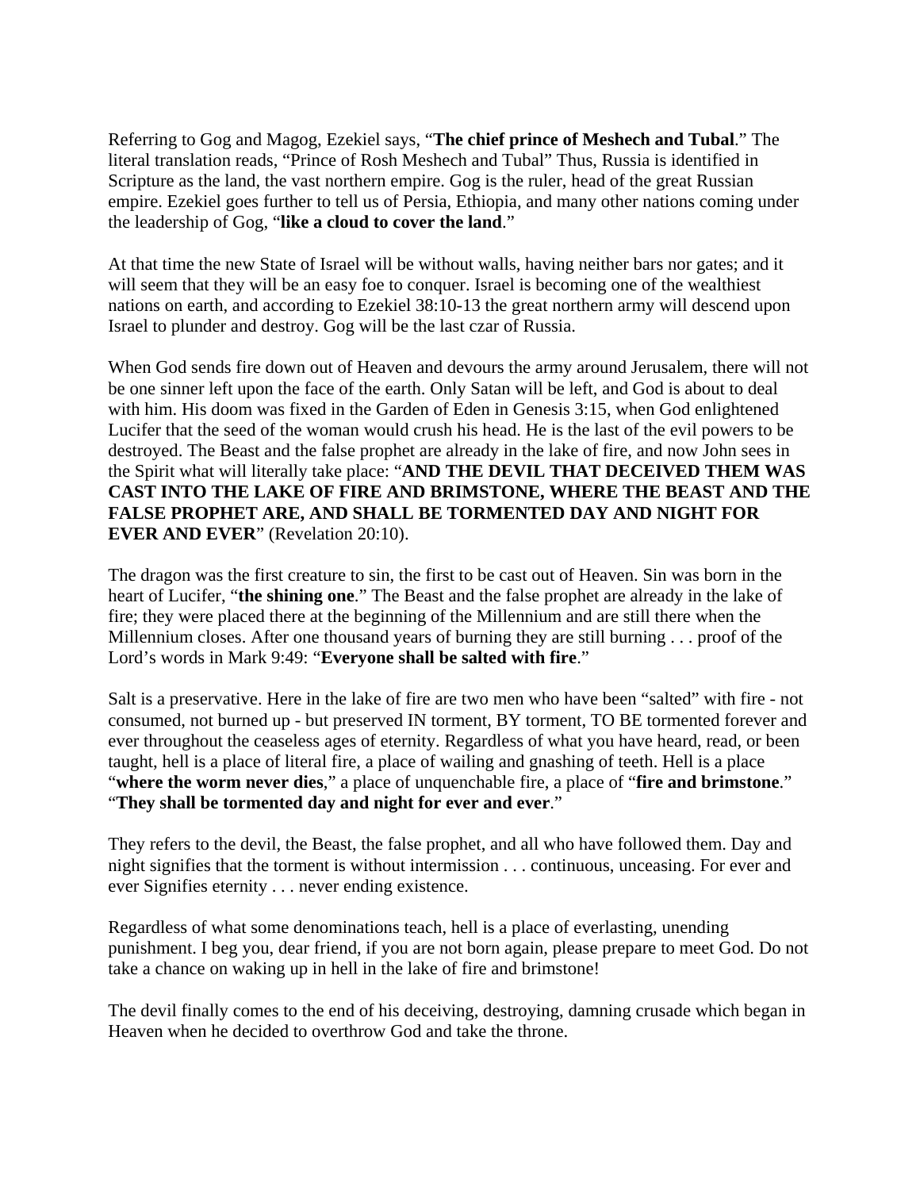Referring to Gog and Magog, Ezekiel says, "**The chief prince of Meshech and Tubal**." The literal translation reads, "Prince of Rosh Meshech and Tubal" Thus, Russia is identified in Scripture as the land, the vast northern empire. Gog is the ruler, head of the great Russian empire. Ezekiel goes further to tell us of Persia, Ethiopia, and many other nations coming under the leadership of Gog, "**like a cloud to cover the land**."

At that time the new State of Israel will be without walls, having neither bars nor gates; and it will seem that they will be an easy foe to conquer. Israel is becoming one of the wealthiest nations on earth, and according to Ezekiel 38:10-13 the great northern army will descend upon Israel to plunder and destroy. Gog will be the last czar of Russia.

When God sends fire down out of Heaven and devours the army around Jerusalem, there will not be one sinner left upon the face of the earth. Only Satan will be left, and God is about to deal with him. His doom was fixed in the Garden of Eden in Genesis 3:15, when God enlightened Lucifer that the seed of the woman would crush his head. He is the last of the evil powers to be destroyed. The Beast and the false prophet are already in the lake of fire, and now John sees in the Spirit what will literally take place: "**AND THE DEVIL THAT DECEIVED THEM WAS CAST INTO THE LAKE OF FIRE AND BRIMSTONE, WHERE THE BEAST AND THE FALSE PROPHET ARE, AND SHALL BE TORMENTED DAY AND NIGHT FOR EVER AND EVER**" (Revelation 20:10).

The dragon was the first creature to sin, the first to be cast out of Heaven. Sin was born in the heart of Lucifer, "**the shining one**." The Beast and the false prophet are already in the lake of fire; they were placed there at the beginning of the Millennium and are still there when the Millennium closes. After one thousand years of burning they are still burning . . . proof of the Lord's words in Mark 9:49: "**Everyone shall be salted with fire**."

Salt is a preservative. Here in the lake of fire are two men who have been "salted" with fire - not consumed, not burned up - but preserved IN torment, BY torment, TO BE tormented forever and ever throughout the ceaseless ages of eternity. Regardless of what you have heard, read, or been taught, hell is a place of literal fire, a place of wailing and gnashing of teeth. Hell is a place "**where the worm never dies**," a place of unquenchable fire, a place of "**fire and brimstone**." "**They shall be tormented day and night for ever and ever**."

They refers to the devil, the Beast, the false prophet, and all who have followed them. Day and night signifies that the torment is without intermission . . . continuous, unceasing. For ever and ever Signifies eternity . . . never ending existence.

Regardless of what some denominations teach, hell is a place of everlasting, unending punishment. I beg you, dear friend, if you are not born again, please prepare to meet God. Do not take a chance on waking up in hell in the lake of fire and brimstone!

The devil finally comes to the end of his deceiving, destroying, damning crusade which began in Heaven when he decided to overthrow God and take the throne.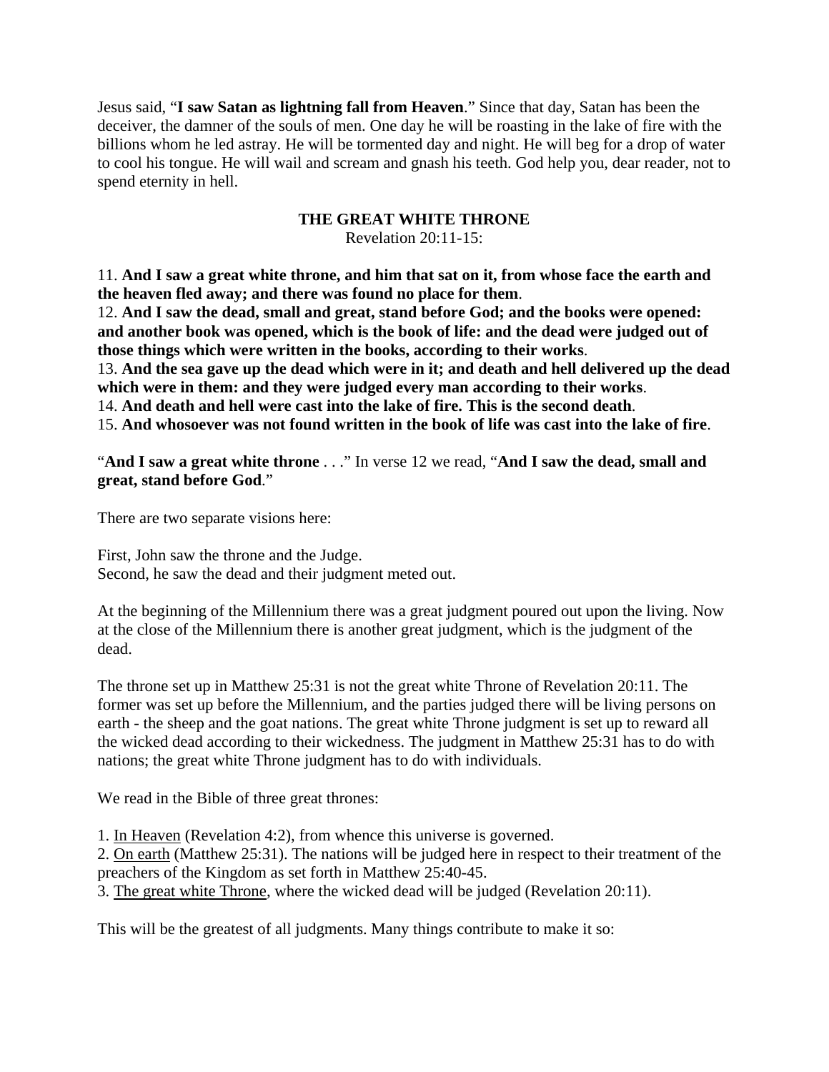Jesus said, "**I saw Satan as lightning fall from Heaven**." Since that day, Satan has been the deceiver, the damner of the souls of men. One day he will be roasting in the lake of fire with the billions whom he led astray. He will be tormented day and night. He will beg for a drop of water to cool his tongue. He will wail and scream and gnash his teeth. God help you, dear reader, not to spend eternity in hell.

## THE GREAT WHITE THRONE

Revelation 20:11-15:

11. **And I saw a great white throne, and him that sat on it, from whose face the earth and the heaven fled away; and there was found no place for them**.
12. **And I saw the dead, small and great, stand before God; and the books were opened: and another book was opened, which is the book of life: and the dead were judged out of those things which were written in the books, according to their works**.
13. **And the sea gave up the dead which were in it; and death and hell delivered up the dead which were in them: and they were judged every man according to their works**.
14. **And death and hell were cast into the lake of fire. This is the second death**.
15. **And whosoever was not found written in the book of life was cast into the lake of fire**.

"**And I saw a great white throne** . . ." In verse 12 we read, "**And I saw the dead, small and great, stand before God**."

There are two separate visions here:

First, John saw the throne and the Judge.
Second, he saw the dead and their judgment meted out.

At the beginning of the Millennium there was a great judgment poured out upon the living. Now at the close of the Millennium there is another great judgment, which is the judgment of the dead.

The throne set up in Matthew 25:31 is not the great white Throne of Revelation 20:11. The former was set up before the Millennium, and the parties judged there will be living persons on earth - the sheep and the goat nations. The great white Throne judgment is set up to reward all the wicked dead according to their wickedness. The judgment in Matthew 25:31 has to do with nations; the great white Throne judgment has to do with individuals.

We read in the Bible of three great thrones:

1. <u>In Heaven</u> (Revelation 4:2), from whence this universe is governed.
2. <u>On earth</u> (Matthew 25:31). The nations will be judged here in respect to their treatment of the preachers of the Kingdom as set forth in Matthew 25:40-45.
3. <u>The great white Throne</u>, where the wicked dead will be judged (Revelation 20:11).

This will be the greatest of all judgments. Many things contribute to make it so: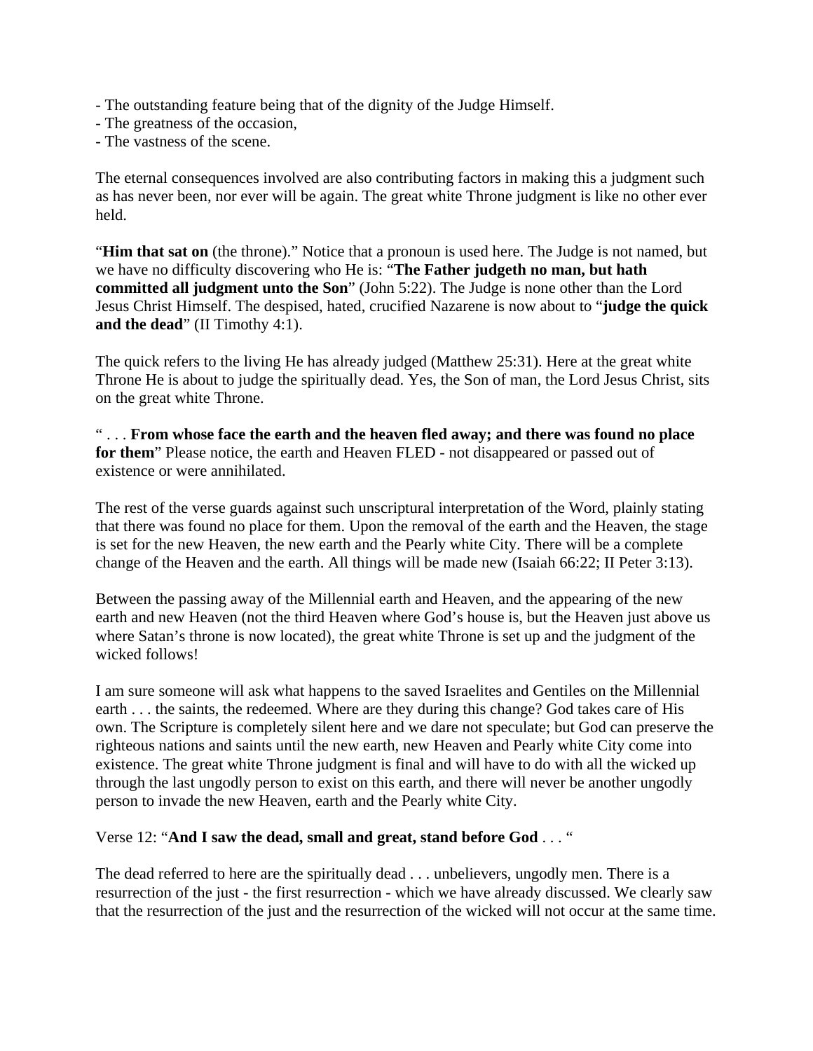- The outstanding feature being that of the dignity of the Judge Himself.
- The greatness of the occasion,
- The vastness of the scene.

The eternal consequences involved are also contributing factors in making this a judgment such as has never been, nor ever will be again. The great white Throne judgment is like no other ever held.

"**Him that sat on** (the throne)." Notice that a pronoun is used here. The Judge is not named, but we have no difficulty discovering who He is: "**The Father judgeth no man, but hath committed all judgment unto the Son**" (John 5:22). The Judge is none other than the Lord Jesus Christ Himself. The despised, hated, crucified Nazarene is now about to "**judge the quick and the dead**" (II Timothy 4:1).

The quick refers to the living He has already judged (Matthew 25:31). Here at the great white Throne He is about to judge the spiritually dead. Yes, the Son of man, the Lord Jesus Christ, sits on the great white Throne.

" . . . **From whose face the earth and the heaven fled away; and there was found no place for them**" Please notice, the earth and Heaven FLED - not disappeared or passed out of existence or were annihilated.

The rest of the verse guards against such unscriptural interpretation of the Word, plainly stating that there was found no place for them. Upon the removal of the earth and the Heaven, the stage is set for the new Heaven, the new earth and the Pearly white City. There will be a complete change of the Heaven and the earth. All things will be made new (Isaiah 66:22; II Peter 3:13).

Between the passing away of the Millennial earth and Heaven, and the appearing of the new earth and new Heaven (not the third Heaven where God's house is, but the Heaven just above us where Satan's throne is now located), the great white Throne is set up and the judgment of the wicked follows!

I am sure someone will ask what happens to the saved Israelites and Gentiles on the Millennial earth . . . the saints, the redeemed. Where are they during this change? God takes care of His own. The Scripture is completely silent here and we dare not speculate; but God can preserve the righteous nations and saints until the new earth, new Heaven and Pearly white City come into existence. The great white Throne judgment is final and will have to do with all the wicked up through the last ungodly person to exist on this earth, and there will never be another ungodly person to invade the new Heaven, earth and the Pearly white City.

Verse 12: "**And I saw the dead, small and great, stand before God** . . . "

The dead referred to here are the spiritually dead . . . unbelievers, ungodly men. There is a resurrection of the just - the first resurrection - which we have already discussed. We clearly saw that the resurrection of the just and the resurrection of the wicked will not occur at the same time.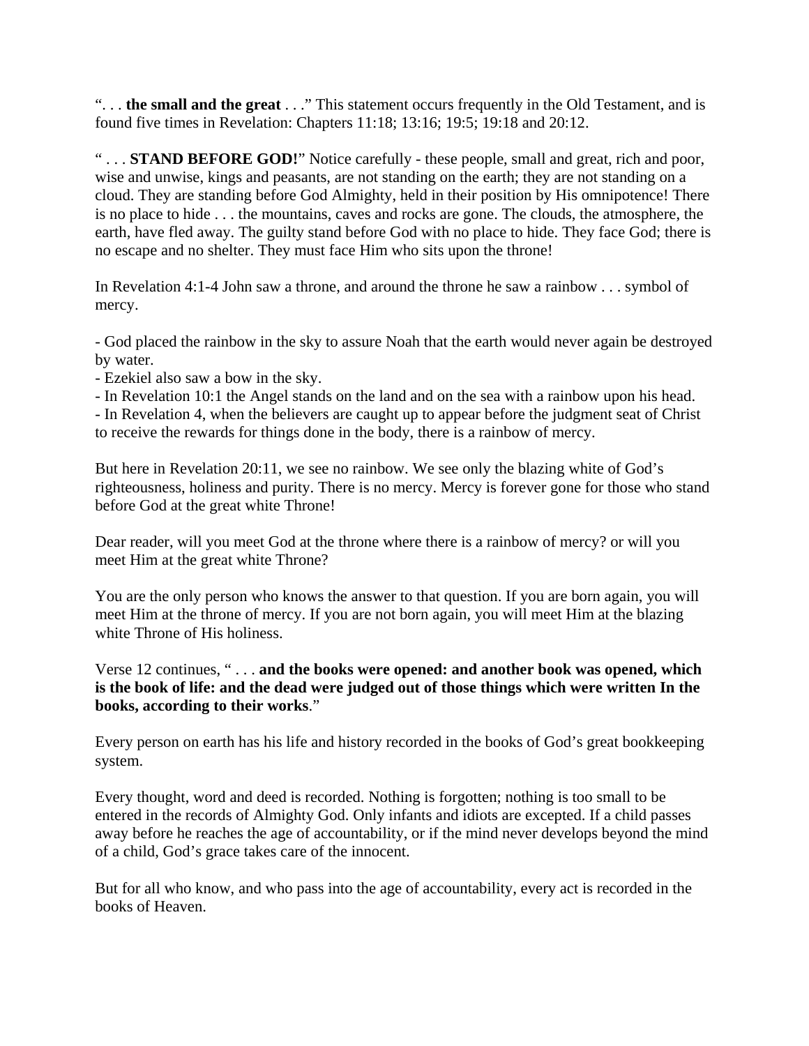". . . **the small and the great** . . ." This statement occurs frequently in the Old Testament, and is found five times in Revelation: Chapters 11:18; 13:16; 19:5; 19:18 and 20:12.

" . . . **STAND BEFORE GOD!**" Notice carefully - these people, small and great, rich and poor, wise and unwise, kings and peasants, are not standing on the earth; they are not standing on a cloud. They are standing before God Almighty, held in their position by His omnipotence! There is no place to hide . . . the mountains, caves and rocks are gone. The clouds, the atmosphere, the earth, have fled away. The guilty stand before God with no place to hide. They face God; there is no escape and no shelter. They must face Him who sits upon the throne!

In Revelation 4:1-4 John saw a throne, and around the throne he saw a rainbow . . . symbol of mercy.

- God placed the rainbow in the sky to assure Noah that the earth would never again be destroyed by water.
- Ezekiel also saw a bow in the sky.
- In Revelation 10:1 the Angel stands on the land and on the sea with a rainbow upon his head.
- In Revelation 4, when the believers are caught up to appear before the judgment seat of Christ to receive the rewards for things done in the body, there is a rainbow of mercy.

But here in Revelation 20:11, we see no rainbow. We see only the blazing white of God's righteousness, holiness and purity. There is no mercy. Mercy is forever gone for those who stand before God at the great white Throne!

Dear reader, will you meet God at the throne where there is a rainbow of mercy? or will you meet Him at the great white Throne?

You are the only person who knows the answer to that question. If you are born again, you will meet Him at the throne of mercy. If you are not born again, you will meet Him at the blazing white Throne of His holiness.

Verse 12 continues, " . . . **and the books were opened: and another book was opened, which is the book of life: and the dead were judged out of those things which were written In the books, according to their works**."

Every person on earth has his life and history recorded in the books of God's great bookkeeping system.

Every thought, word and deed is recorded. Nothing is forgotten; nothing is too small to be entered in the records of Almighty God. Only infants and idiots are excepted. If a child passes away before he reaches the age of accountability, or if the mind never develops beyond the mind of a child, God's grace takes care of the innocent.

But for all who know, and who pass into the age of accountability, every act is recorded in the books of Heaven.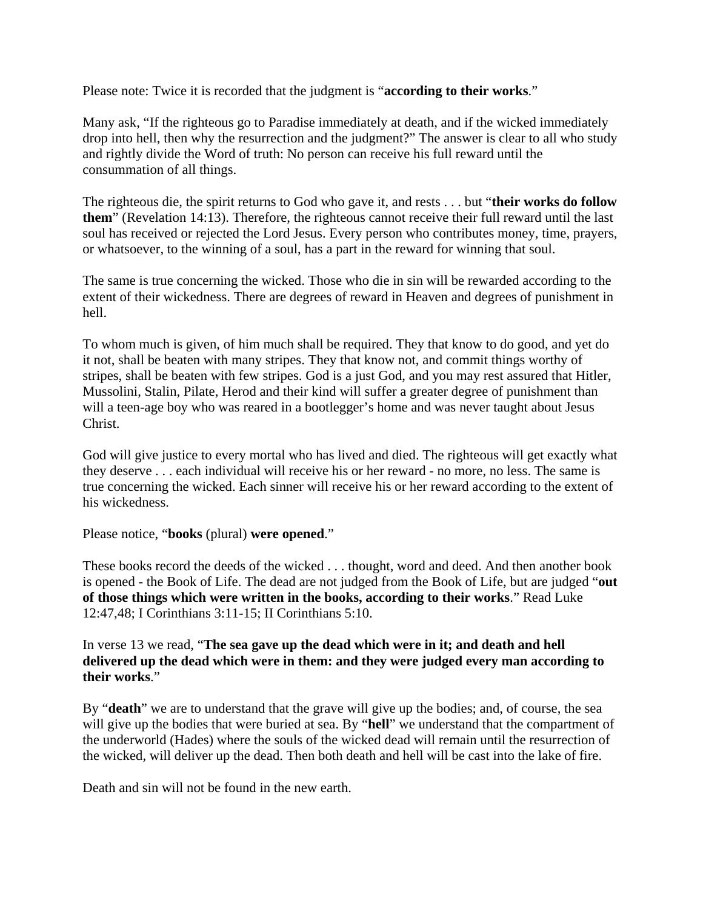Please note: Twice it is recorded that the judgment is "**according to their works**."

Many ask, "If the righteous go to Paradise immediately at death, and if the wicked immediately drop into hell, then why the resurrection and the judgment?" The answer is clear to all who study and rightly divide the Word of truth: No person can receive his full reward until the consummation of all things.

The righteous die, the spirit returns to God who gave it, and rests . . . but "**their works do follow them**" (Revelation 14:13). Therefore, the righteous cannot receive their full reward until the last soul has received or rejected the Lord Jesus. Every person who contributes money, time, prayers, or whatsoever, to the winning of a soul, has a part in the reward for winning that soul.

The same is true concerning the wicked. Those who die in sin will be rewarded according to the extent of their wickedness. There are degrees of reward in Heaven and degrees of punishment in hell.

To whom much is given, of him much shall be required. They that know to do good, and yet do it not, shall be beaten with many stripes. They that know not, and commit things worthy of stripes, shall be beaten with few stripes. God is a just God, and you may rest assured that Hitler, Mussolini, Stalin, Pilate, Herod and their kind will suffer a greater degree of punishment than will a teen-age boy who was reared in a bootlegger's home and was never taught about Jesus Christ.

God will give justice to every mortal who has lived and died. The righteous will get exactly what they deserve . . . each individual will receive his or her reward - no more, no less. The same is true concerning the wicked. Each sinner will receive his or her reward according to the extent of his wickedness.

Please notice, "**books** (plural) **were opened**."

These books record the deeds of the wicked . . . thought, word and deed. And then another book is opened - the Book of Life. The dead are not judged from the Book of Life, but are judged "**out of those things which were written in the books, according to their works**." Read Luke 12:47,48; I Corinthians 3:11-15; II Corinthians 5:10.

In verse 13 we read, "**The sea gave up the dead which were in it; and death and hell delivered up the dead which were in them: and they were judged every man according to their works**."

By "**death**" we are to understand that the grave will give up the bodies; and, of course, the sea will give up the bodies that were buried at sea. By "**hell**" we understand that the compartment of the underworld (Hades) where the souls of the wicked dead will remain until the resurrection of the wicked, will deliver up the dead. Then both death and hell will be cast into the lake of fire.

Death and sin will not be found in the new earth.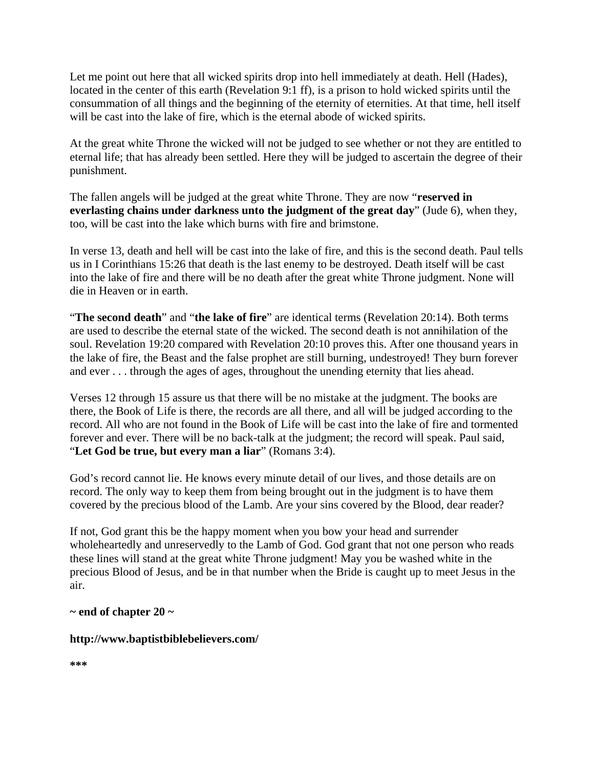Let me point out here that all wicked spirits drop into hell immediately at death. Hell (Hades), located in the center of this earth (Revelation 9:1 ff), is a prison to hold wicked spirits until the consummation of all things and the beginning of the eternity of eternities. At that time, hell itself will be cast into the lake of fire, which is the eternal abode of wicked spirits.

At the great white Throne the wicked will not be judged to see whether or not they are entitled to eternal life; that has already been settled. Here they will be judged to ascertain the degree of their punishment.

The fallen angels will be judged at the great white Throne. They are now "**reserved in everlasting chains under darkness unto the judgment of the great day**" (Jude 6), when they, too, will be cast into the lake which burns with fire and brimstone.

In verse 13, death and hell will be cast into the lake of fire, and this is the second death. Paul tells us in I Corinthians 15:26 that death is the last enemy to be destroyed. Death itself will be cast into the lake of fire and there will be no death after the great white Throne judgment. None will die in Heaven or in earth.

"**The second death**" and "**the lake of fire**" are identical terms (Revelation 20:14). Both terms are used to describe the eternal state of the wicked. The second death is not annihilation of the soul. Revelation 19:20 compared with Revelation 20:10 proves this. After one thousand years in the lake of fire, the Beast and the false prophet are still burning, undestroyed! They burn forever and ever . . . through the ages of ages, throughout the unending eternity that lies ahead.

Verses 12 through 15 assure us that there will be no mistake at the judgment. The books are there, the Book of Life is there, the records are all there, and all will be judged according to the record. All who are not found in the Book of Life will be cast into the lake of fire and tormented forever and ever. There will be no back-talk at the judgment; the record will speak. Paul said, "**Let God be true, but every man a liar**" (Romans 3:4).

God's record cannot lie. He knows every minute detail of our lives, and those details are on record. The only way to keep them from being brought out in the judgment is to have them covered by the precious blood of the Lamb. Are your sins covered by the Blood, dear reader?

If not, God grant this be the happy moment when you bow your head and surrender wholeheartedly and unreservedly to the Lamb of God. God grant that not one person who reads these lines will stand at the great white Throne judgment! May you be washed white in the precious Blood of Jesus, and be in that number when the Bride is caught up to meet Jesus in the air.

**~ end of chapter 20 ~**

**http://www.baptistbiblebelievers.com/**

**\*\*\***